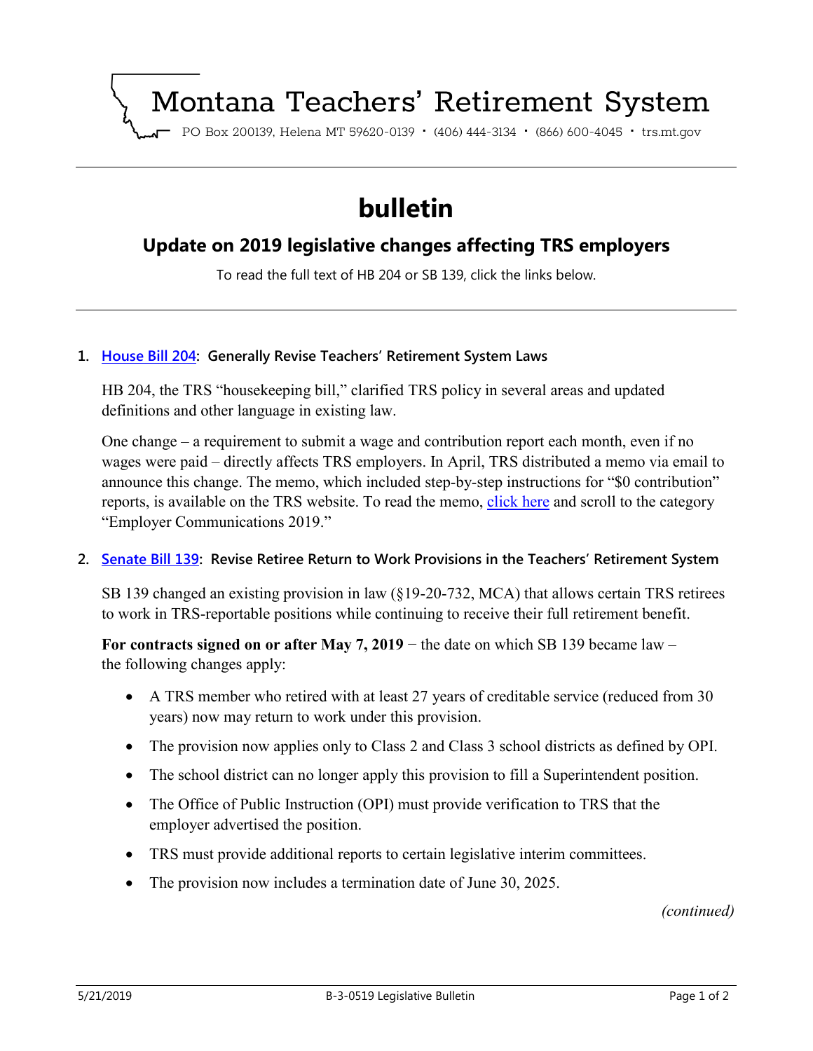# Montana Teachers' Retirement System

PO Box 200139, Helena MT 59620-0139 · (406) 444-3134 · (866) 600-4045 · trs.mt.gov

# bulletin

## Update on 2019 legislative changes affecting TRS employers

To read the full text of HB 204 or SB 139, click the links below.

1. **House Bill 204: Generally Revise Teachers' Retirement System Laws**

   HB 204, the TRS "housekeeping bill," clarified TRS policy in several areas and updated definitions and other language in existing law.

   One change – a requirement to submit a wage and contribution report each month, even if no wages were paid – directly affects TRS employers. In April, TRS distributed a memo via email to announce this change. The memo, which included step-by-step instructions for "$0 contribution" reports, is available on the TRS website. To read the memo, click here and scroll to the category "Employer Communications 2019."

2. **Senate Bill 139: Revise Retiree Return to Work Provisions in the Teachers' Retirement System**

   SB 139 changed an existing provision in law (§19-20-732, MCA) that allows certain TRS retirees to work in TRS-reportable positions while continuing to receive their full retirement benefit.

   **For contracts signed on or after May 7, 2019** − the date on which SB 139 became law – the following changes apply:

   - A TRS member who retired with at least 27 years of creditable service (reduced from 30 years) now may return to work under this provision.
   - The provision now applies only to Class 2 and Class 3 school districts as defined by OPI.
   - The school district can no longer apply this provision to fill a Superintendent position.
   - The Office of Public Instruction (OPI) must provide verification to TRS that the employer advertised the position.
   - TRS must provide additional reports to certain legislative interim committees.
   - The provision now includes a termination date of June 30, 2025.

*(continued)*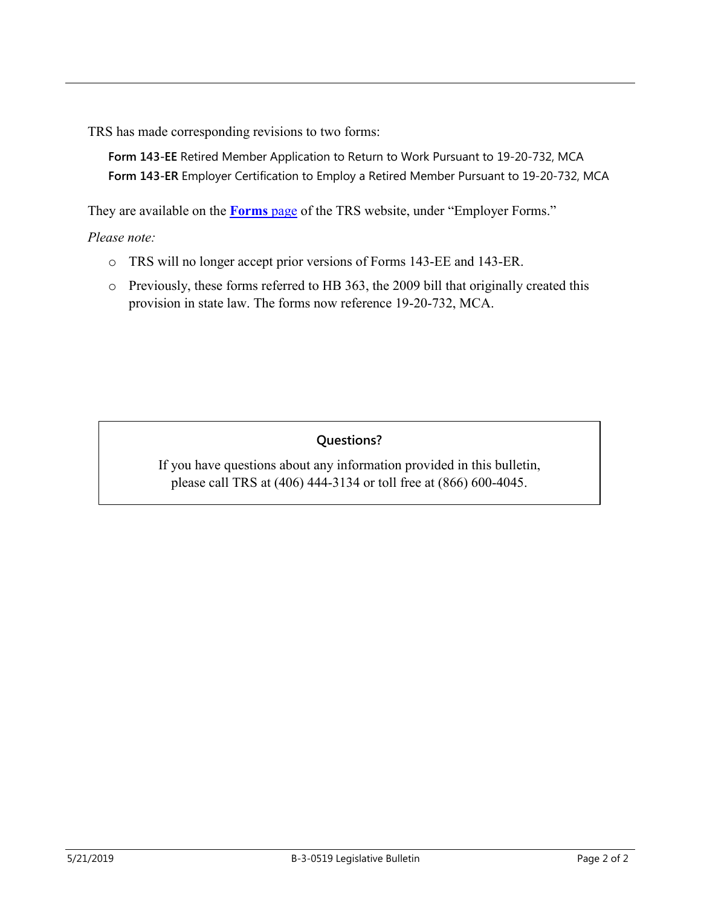TRS has made corresponding revisions to two forms:

**Form 143-EE** Retired Member Application to Return to Work Pursuant to 19-20-732, MCA
**Form 143-ER** Employer Certification to Employ a Retired Member Pursuant to 19-20-732, MCA

They are available on the **Forms** page of the TRS website, under "Employer Forms."

*Please note:*

- TRS will no longer accept prior versions of Forms 143-EE and 143-ER.
- Previously, these forms referred to HB 363, the 2009 bill that originally created this provision in state law. The forms now reference 19-20-732, MCA.

**Questions?**

If you have questions about any information provided in this bulletin, please call TRS at (406) 444-3134 or toll free at (866) 600-4045.